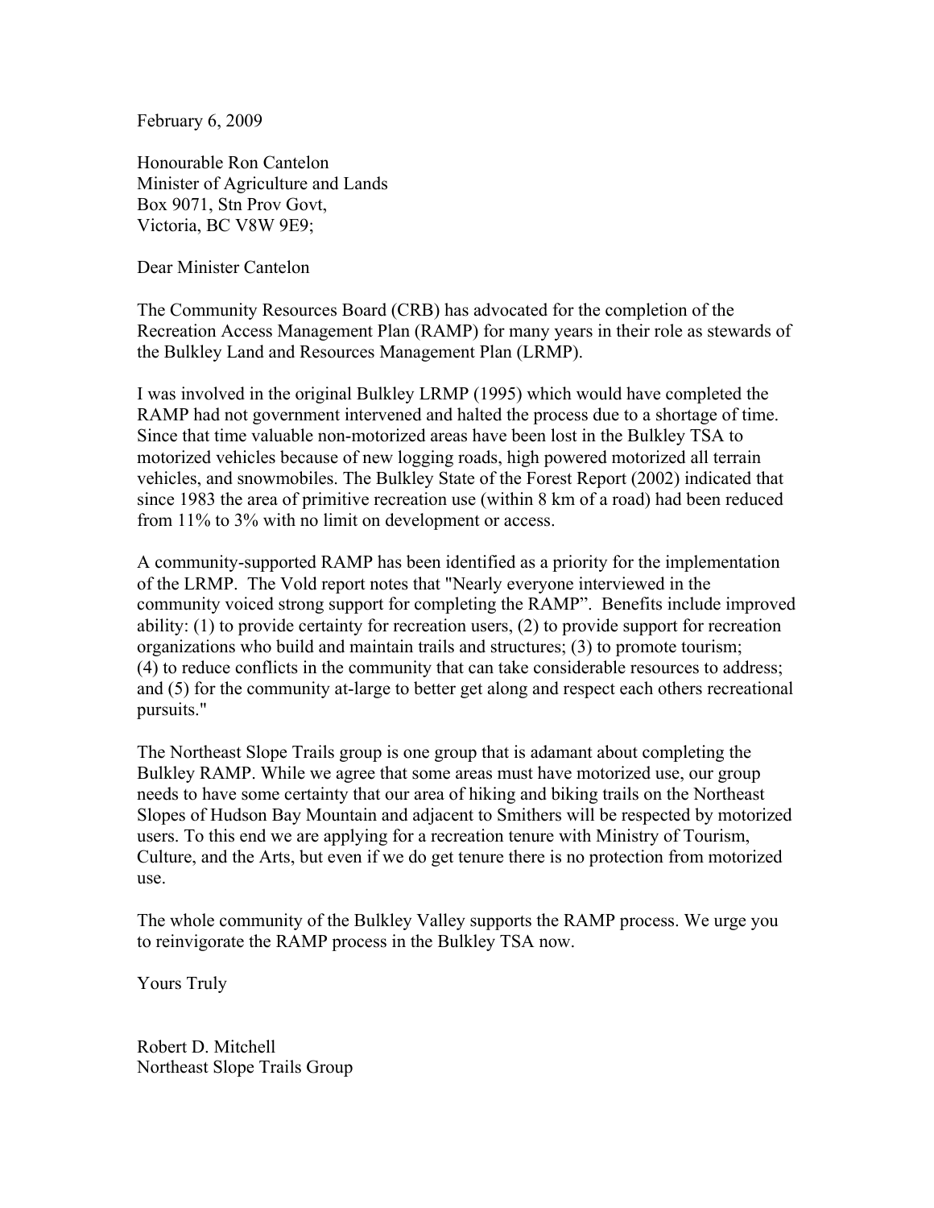February 6, 2009

Honourable Ron Cantelon
Minister of Agriculture and Lands
Box 9071, Stn Prov Govt,
Victoria, BC V8W 9E9;

Dear Minister Cantelon

The Community Resources Board (CRB) has advocated for the completion of the Recreation Access Management Plan (RAMP) for many years in their role as stewards of the Bulkley Land and Resources Management Plan (LRMP).

I was involved in the original Bulkley LRMP (1995) which would have completed the RAMP had not government intervened and halted the process due to a shortage of time. Since that time valuable non-motorized areas have been lost in the Bulkley TSA to motorized vehicles because of new logging roads, high powered motorized all terrain vehicles, and snowmobiles. The Bulkley State of the Forest Report (2002) indicated that since 1983 the area of primitive recreation use (within 8 km of a road) had been reduced from 11% to 3% with no limit on development or access.

A community-supported RAMP has been identified as a priority for the implementation of the LRMP. The Vold report notes that "Nearly everyone interviewed in the community voiced strong support for completing the RAMP". Benefits include improved ability: (1) to provide certainty for recreation users, (2) to provide support for recreation organizations who build and maintain trails and structures; (3) to promote tourism; (4) to reduce conflicts in the community that can take considerable resources to address; and (5) for the community at-large to better get along and respect each others recreational pursuits."

The Northeast Slope Trails group is one group that is adamant about completing the Bulkley RAMP. While we agree that some areas must have motorized use, our group needs to have some certainty that our area of hiking and biking trails on the Northeast Slopes of Hudson Bay Mountain and adjacent to Smithers will be respected by motorized users. To this end we are applying for a recreation tenure with Ministry of Tourism, Culture, and the Arts, but even if we do get tenure there is no protection from motorized use.

The whole community of the Bulkley Valley supports the RAMP process. We urge you to reinvigorate the RAMP process in the Bulkley TSA now.

Yours Truly

Robert D. Mitchell
Northeast Slope Trails Group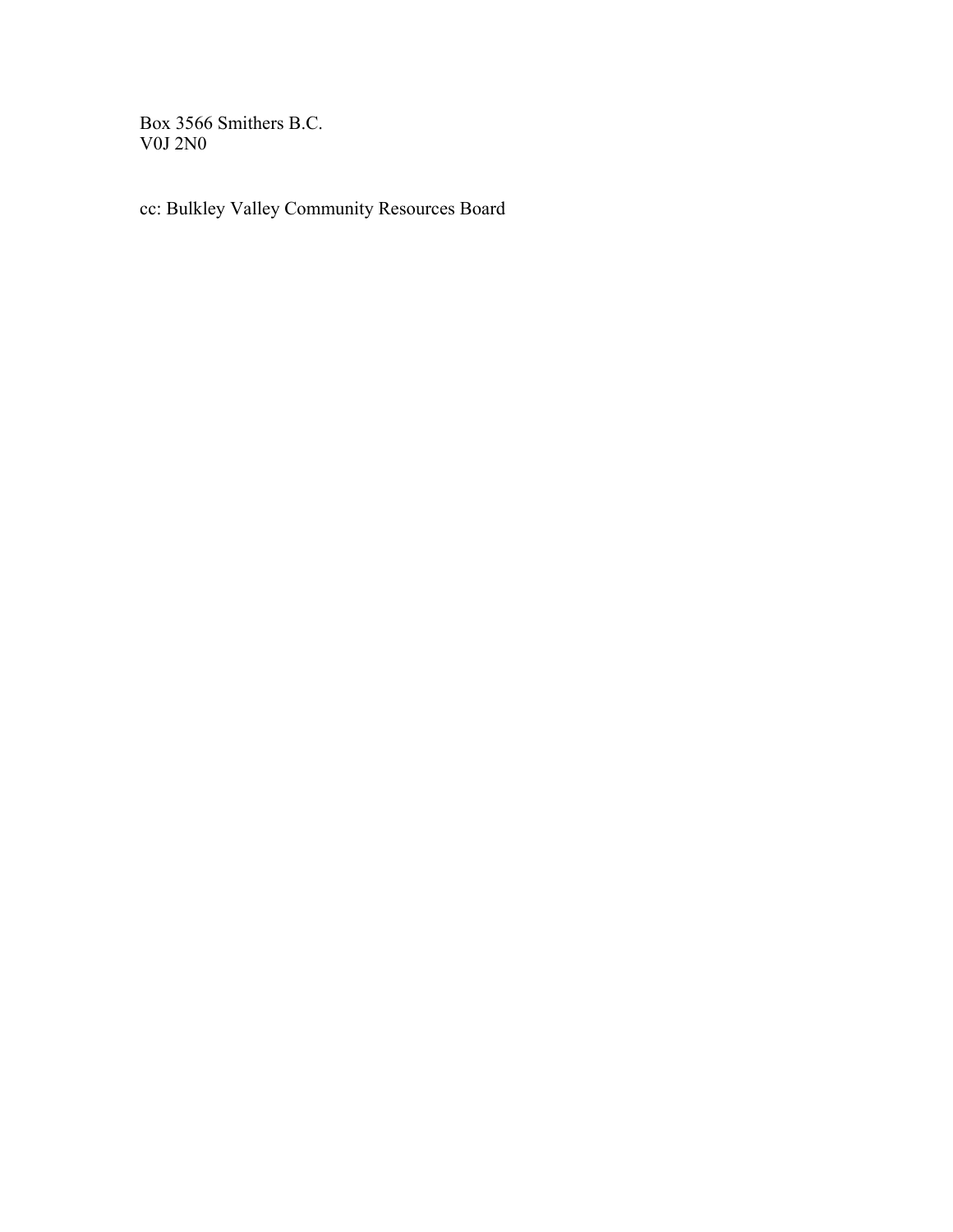Box 3566 Smithers B.C.  
V0J 2N0

cc: Bulkley Valley Community Resources Board